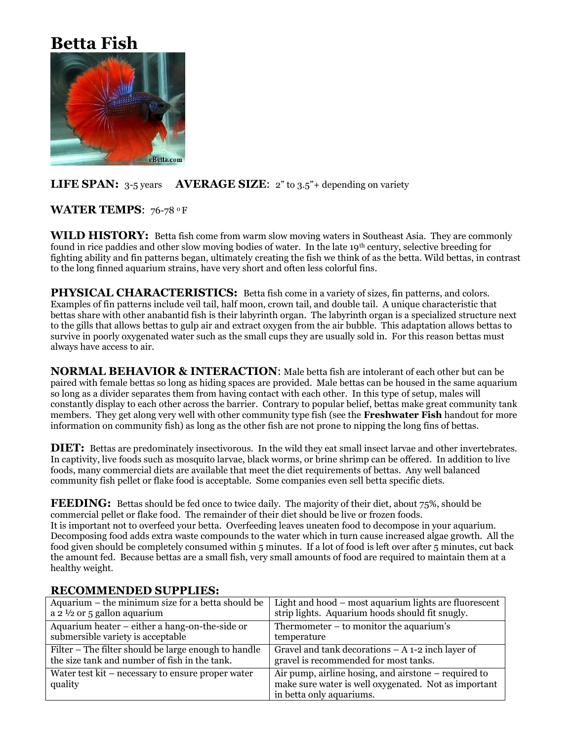# Betta Fish

**LIFE SPAN:** 3-5 years **AVERAGE SIZE**: 2" to 3.5"+ depending on variety

**WATER TEMPS**: 76-78 $^{o}$F

**WILD HISTORY:** Betta fish come from warm slow moving waters in Southeast Asia. They are commonly found in rice paddies and other slow moving bodies of water. In the late 19th century, selective breeding for fighting ability and fin patterns began, ultimately creating the fish we think of as the betta. Wild bettas, in contrast to the long finned aquarium strains, have very short and often less colorful fins.

**PHYSICAL CHARACTERISTICS:** Betta fish come in a variety of sizes, fin patterns, and colors. Examples of fin patterns include veil tail, half moon, crown tail, and double tail. A unique characteristic that bettas share with other anabantid fish is their labyrinth organ. The labyrinth organ is a specialized structure next to the gills that allows bettas to gulp air and extract oxygen from the air bubble. This adaptation allows bettas to survive in poorly oxygenated water such as the small cups they are usually sold in. For this reason bettas must always have access to air.

**NORMAL BEHAVIOR & INTERACTION**: Male betta fish are intolerant of each other but can be paired with female bettas so long as hiding spaces are provided. Male bettas can be housed in the same aquarium so long as a divider separates them from having contact with each other. In this type of setup, males will constantly display to each other across the barrier. Contrary to popular belief, bettas make great community tank members. They get along very well with other community type fish (see the **Freshwater Fish** handout for more information on community fish) as long as the other fish are not prone to nipping the long fins of bettas.

**DIET:** Bettas are predominately insectivorous. In the wild they eat small insect larvae and other invertebrates. In captivity, live foods such as mosquito larvae, black worms, or brine shrimp can be offered. In addition to live foods, many commercial diets are available that meet the diet requirements of bettas. Any well balanced community fish pellet or flake food is acceptable. Some companies even sell betta specific diets.

**FEEDING:** Bettas should be fed once to twice daily. The majority of their diet, about 75%, should be commercial pellet or flake food. The remainder of their diet should be live or frozen foods.
It is important not to overfeed your betta. Overfeeding leaves uneaten food to decompose in your aquarium. Decomposing food adds extra waste compounds to the water which in turn cause increased algae growth. All the food given should be completely consumed within 5 minutes. If a lot of food is left over after 5 minutes, cut back the amount fed. Because bettas are a small fish, very small amounts of food are required to maintain them at a healthy weight.

**RECOMMENDED SUPPLIES:**

| | |
|---|---|
| Aquarium – the minimum size for a betta should be a 2 ½ or 5 gallon aquarium | Light and hood – most aquarium lights are fluorescent strip lights. Aquarium hoods should fit snugly. |
| Aquarium heater – either a hang-on-the-side or submersible variety is acceptable | Thermometer – to monitor the aquarium's temperature |
| Filter – The filter should be large enough to handle the size tank and number of fish in the tank. | Gravel and tank decorations – A 1-2 inch layer of gravel is recommended for most tanks. |
| Water test kit – necessary to ensure proper water quality | Air pump, airline hosing, and airstone – required to make sure water is well oxygenated. Not as important in betta only aquariums. |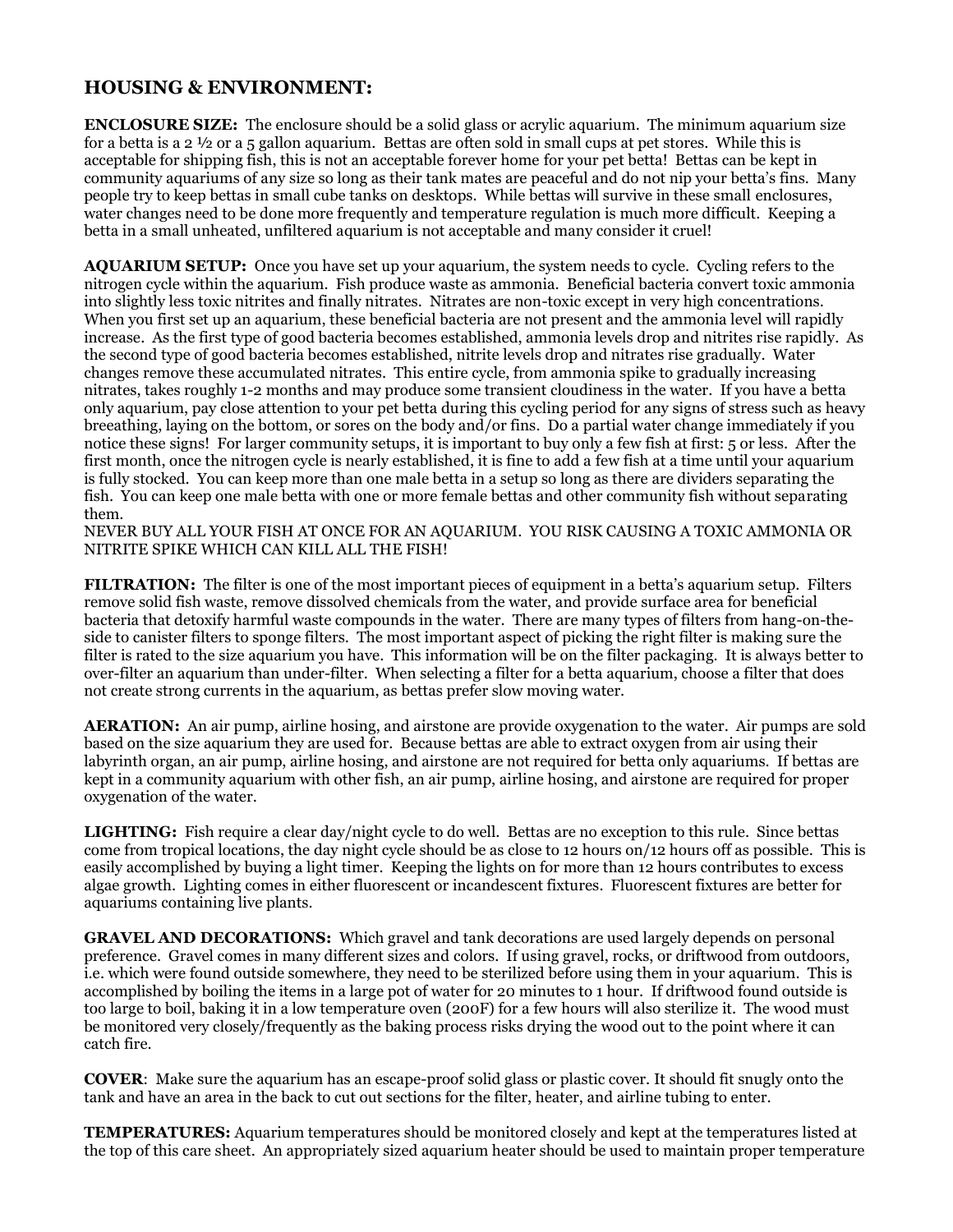## HOUSING & ENVIRONMENT:

**ENCLOSURE SIZE:** The enclosure should be a solid glass or acrylic aquarium. The minimum aquarium size for a betta is a 2 ½ or a 5 gallon aquarium. Bettas are often sold in small cups at pet stores. While this is acceptable for shipping fish, this is not an acceptable forever home for your pet betta! Bettas can be kept in community aquariums of any size so long as their tank mates are peaceful and do not nip your betta's fins. Many people try to keep bettas in small cube tanks on desktops. While bettas will survive in these small enclosures, water changes need to be done more frequently and temperature regulation is much more difficult. Keeping a betta in a small unheated, unfiltered aquarium is not acceptable and many consider it cruel!

**AQUARIUM SETUP:** Once you have set up your aquarium, the system needs to cycle. Cycling refers to the nitrogen cycle within the aquarium. Fish produce waste as ammonia. Beneficial bacteria convert toxic ammonia into slightly less toxic nitrites and finally nitrates. Nitrates are non-toxic except in very high concentrations. When you first set up an aquarium, these beneficial bacteria are not present and the ammonia level will rapidly increase. As the first type of good bacteria becomes established, ammonia levels drop and nitrites rise rapidly. As the second type of good bacteria becomes established, nitrite levels drop and nitrates rise gradually. Water changes remove these accumulated nitrates. This entire cycle, from ammonia spike to gradually increasing nitrates, takes roughly 1-2 months and may produce some transient cloudiness in the water. If you have a betta only aquarium, pay close attention to your pet betta during this cycling period for any signs of stress such as heavy breeathing, laying on the bottom, or sores on the body and/or fins. Do a partial water change immediately if you notice these signs! For larger community setups, it is important to buy only a few fish at first: 5 or less. After the first month, once the nitrogen cycle is nearly established, it is fine to add a few fish at a time until your aquarium is fully stocked. You can keep more than one male betta in a setup so long as there are dividers separating the fish. You can keep one male betta with one or more female bettas and other community fish without separating them.

NEVER BUY ALL YOUR FISH AT ONCE FOR AN AQUARIUM. YOU RISK CAUSING A TOXIC AMMONIA OR NITRITE SPIKE WHICH CAN KILL ALL THE FISH!

**FILTRATION:** The filter is one of the most important pieces of equipment in a betta's aquarium setup. Filters remove solid fish waste, remove dissolved chemicals from the water, and provide surface area for beneficial bacteria that detoxify harmful waste compounds in the water. There are many types of filters from hang-on-the-side to canister filters to sponge filters. The most important aspect of picking the right filter is making sure the filter is rated to the size aquarium you have. This information will be on the filter packaging. It is always better to over-filter an aquarium than under-filter. When selecting a filter for a betta aquarium, choose a filter that does not create strong currents in the aquarium, as bettas prefer slow moving water.

**AERATION:** An air pump, airline hosing, and airstone are provide oxygenation to the water. Air pumps are sold based on the size aquarium they are used for. Because bettas are able to extract oxygen from air using their labyrinth organ, an air pump, airline hosing, and airstone are not required for betta only aquariums. If bettas are kept in a community aquarium with other fish, an air pump, airline hosing, and airstone are required for proper oxygenation of the water.

**LIGHTING:** Fish require a clear day/night cycle to do well. Bettas are no exception to this rule. Since bettas come from tropical locations, the day night cycle should be as close to 12 hours on/12 hours off as possible. This is easily accomplished by buying a light timer. Keeping the lights on for more than 12 hours contributes to excess algae growth. Lighting comes in either fluorescent or incandescent fixtures. Fluorescent fixtures are better for aquariums containing live plants.

**GRAVEL AND DECORATIONS:** Which gravel and tank decorations are used largely depends on personal preference. Gravel comes in many different sizes and colors. If using gravel, rocks, or driftwood from outdoors, i.e. which were found outside somewhere, they need to be sterilized before using them in your aquarium. This is accomplished by boiling the items in a large pot of water for 20 minutes to 1 hour. If driftwood found outside is too large to boil, baking it in a low temperature oven (200F) for a few hours will also sterilize it. The wood must be monitored very closely/frequently as the baking process risks drying the wood out to the point where it can catch fire.

**COVER**: Make sure the aquarium has an escape-proof solid glass or plastic cover. It should fit snugly onto the tank and have an area in the back to cut out sections for the filter, heater, and airline tubing to enter.

**TEMPERATURES:** Aquarium temperatures should be monitored closely and kept at the temperatures listed at the top of this care sheet. An appropriately sized aquarium heater should be used to maintain proper temperature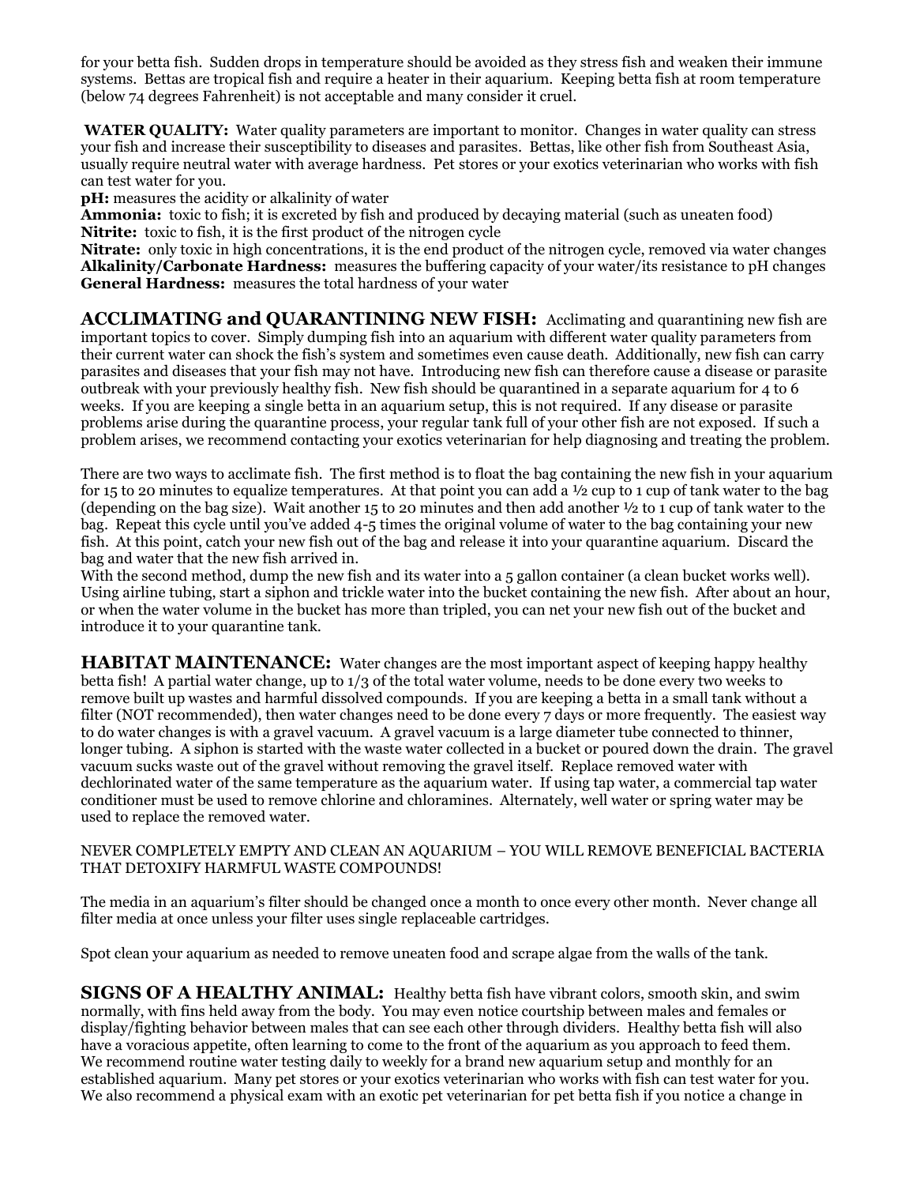for your betta fish. Sudden drops in temperature should be avoided as they stress fish and weaken their immune systems. Bettas are tropical fish and require a heater in their aquarium. Keeping betta fish at room temperature (below 74 degrees Fahrenheit) is not acceptable and many consider it cruel.

**WATER QUALITY:** Water quality parameters are important to monitor. Changes in water quality can stress your fish and increase their susceptibility to diseases and parasites. Bettas, like other fish from Southeast Asia, usually require neutral water with average hardness. Pet stores or your exotics veterinarian who works with fish can test water for you.

**pH:** measures the acidity or alkalinity of water
**Ammonia:** toxic to fish; it is excreted by fish and produced by decaying material (such as uneaten food)
**Nitrite:** toxic to fish, it is the first product of the nitrogen cycle
**Nitrate:** only toxic in high concentrations, it is the end product of the nitrogen cycle, removed via water changes
**Alkalinity/Carbonate Hardness:** measures the buffering capacity of your water/its resistance to pH changes
**General Hardness:** measures the total hardness of your water

## ACCLIMATING and QUARANTINING NEW FISH:

Acclimating and quarantining new fish are important topics to cover. Simply dumping fish into an aquarium with different water quality parameters from their current water can shock the fish's system and sometimes even cause death. Additionally, new fish can carry parasites and diseases that your fish may not have. Introducing new fish can therefore cause a disease or parasite outbreak with your previously healthy fish. New fish should be quarantined in a separate aquarium for 4 to 6 weeks. If you are keeping a single betta in an aquarium setup, this is not required. If any disease or parasite problems arise during the quarantine process, your regular tank full of your other fish are not exposed. If such a problem arises, we recommend contacting your exotics veterinarian for help diagnosing and treating the problem.

There are two ways to acclimate fish. The first method is to float the bag containing the new fish in your aquarium for 15 to 20 minutes to equalize temperatures. At that point you can add a ½ cup to 1 cup of tank water to the bag (depending on the bag size). Wait another 15 to 20 minutes and then add another ½ to 1 cup of tank water to the bag. Repeat this cycle until you've added 4-5 times the original volume of water to the bag containing your new fish. At this point, catch your new fish out of the bag and release it into your quarantine aquarium. Discard the bag and water that the new fish arrived in.

With the second method, dump the new fish and its water into a 5 gallon container (a clean bucket works well). Using airline tubing, start a siphon and trickle water into the bucket containing the new fish. After about an hour, or when the water volume in the bucket has more than tripled, you can net your new fish out of the bucket and introduce it to your quarantine tank.

## HABITAT MAINTENANCE:

Water changes are the most important aspect of keeping happy healthy betta fish! A partial water change, up to 1/3 of the total water volume, needs to be done every two weeks to remove built up wastes and harmful dissolved compounds. If you are keeping a betta in a small tank without a filter (NOT recommended), then water changes need to be done every 7 days or more frequently. The easiest way to do water changes is with a gravel vacuum. A gravel vacuum is a large diameter tube connected to thinner, longer tubing. A siphon is started with the waste water collected in a bucket or poured down the drain. The gravel vacuum sucks waste out of the gravel without removing the gravel itself. Replace removed water with dechlorinated water of the same temperature as the aquarium water. If using tap water, a commercial tap water conditioner must be used to remove chlorine and chloramines. Alternately, well water or spring water may be used to replace the removed water.

NEVER COMPLETELY EMPTY AND CLEAN AN AQUARIUM – YOU WILL REMOVE BENEFICIAL BACTERIA THAT DETOXIFY HARMFUL WASTE COMPOUNDS!

The media in an aquarium's filter should be changed once a month to once every other month. Never change all filter media at once unless your filter uses single replaceable cartridges.

Spot clean your aquarium as needed to remove uneaten food and scrape algae from the walls of the tank.

## SIGNS OF A HEALTHY ANIMAL:

Healthy betta fish have vibrant colors, smooth skin, and swim normally, with fins held away from the body. You may even notice courtship between males and females or display/fighting behavior between males that can see each other through dividers. Healthy betta fish will also have a voracious appetite, often learning to come to the front of the aquarium as you approach to feed them. We recommend routine water testing daily to weekly for a brand new aquarium setup and monthly for an established aquarium. Many pet stores or your exotics veterinarian who works with fish can test water for you. We also recommend a physical exam with an exotic pet veterinarian for pet betta fish if you notice a change in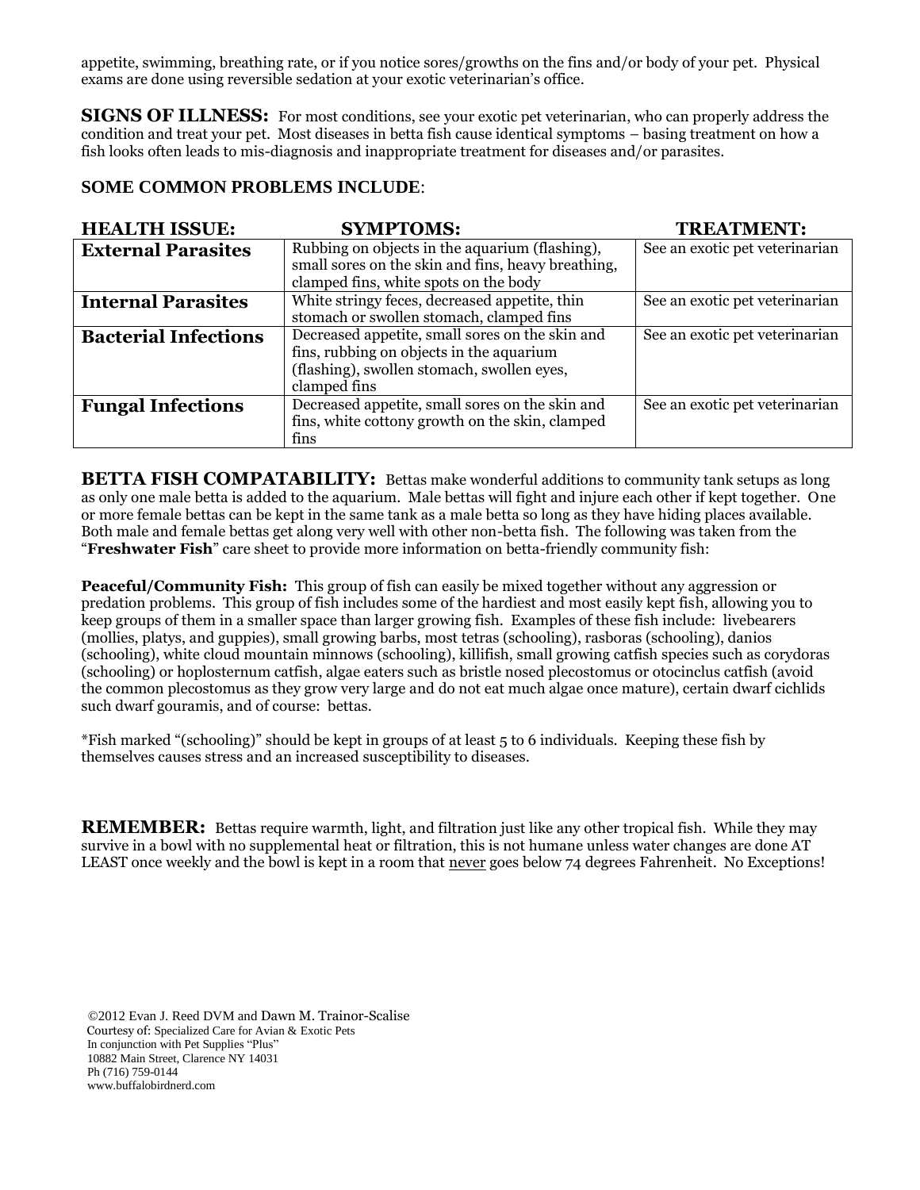appetite, swimming, breathing rate, or if you notice sores/growths on the fins and/or body of your pet. Physical exams are done using reversible sedation at your exotic veterinarian's office.

**SIGNS OF ILLNESS:** For most conditions, see your exotic pet veterinarian, who can properly address the condition and treat your pet. Most diseases in betta fish cause identical symptoms – basing treatment on how a fish looks often leads to mis-diagnosis and inappropriate treatment for diseases and/or parasites.

**SOME COMMON PROBLEMS INCLUDE**:

| HEALTH ISSUE: | SYMPTOMS: | TREATMENT: |
|---|---|---|
| **External Parasites** | Rubbing on objects in the aquarium (flashing), small sores on the skin and fins, heavy breathing, clamped fins, white spots on the body | See an exotic pet veterinarian |
| **Internal Parasites** | White stringy feces, decreased appetite, thin stomach or swollen stomach, clamped fins | See an exotic pet veterinarian |
| **Bacterial Infections** | Decreased appetite, small sores on the skin and fins, rubbing on objects in the aquarium (flashing), swollen stomach, swollen eyes, clamped fins | See an exotic pet veterinarian |
| **Fungal Infections** | Decreased appetite, small sores on the skin and fins, white cottony growth on the skin, clamped fins | See an exotic pet veterinarian |

**BETTA FISH COMPATABILITY:** Bettas make wonderful additions to community tank setups as long as only one male betta is added to the aquarium. Male bettas will fight and injure each other if kept together. One or more female bettas can be kept in the same tank as a male betta so long as they have hiding places available. Both male and female bettas get along very well with other non-betta fish. The following was taken from the "**Freshwater Fish**" care sheet to provide more information on betta-friendly community fish:

**Peaceful/Community Fish:** This group of fish can easily be mixed together without any aggression or predation problems. This group of fish includes some of the hardiest and most easily kept fish, allowing you to keep groups of them in a smaller space than larger growing fish. Examples of these fish include: livebearers (mollies, platys, and guppies), small growing barbs, most tetras (schooling), rasboras (schooling), danios (schooling), white cloud mountain minnows (schooling), killifish, small growing catfish species such as corydoras (schooling) or hoplosternum catfish, algae eaters such as bristle nosed plecostomus or otocinclus catfish (avoid the common plecostomus as they grow very large and do not eat much algae once mature), certain dwarf cichlids such dwarf gouramis, and of course: bettas.

*Fish marked "(schooling)" should be kept in groups of at least 5 to 6 individuals. Keeping these fish by themselves causes stress and an increased susceptibility to diseases.

**REMEMBER:** Bettas require warmth, light, and filtration just like any other tropical fish. While they may survive in a bowl with no supplemental heat or filtration, this is not humane unless water changes are done AT LEAST once weekly and the bowl is kept in a room that <u>never</u> goes below 74 degrees Fahrenheit. No Exceptions!

©2012 Evan J. Reed DVM and Dawn M. Trainor-Scalise
Courtesy of: Specialized Care for Avian & Exotic Pets
In conjunction with Pet Supplies "Plus"
10882 Main Street, Clarence NY 14031
Ph (716) 759-0144
www.buffalobirdnerd.com